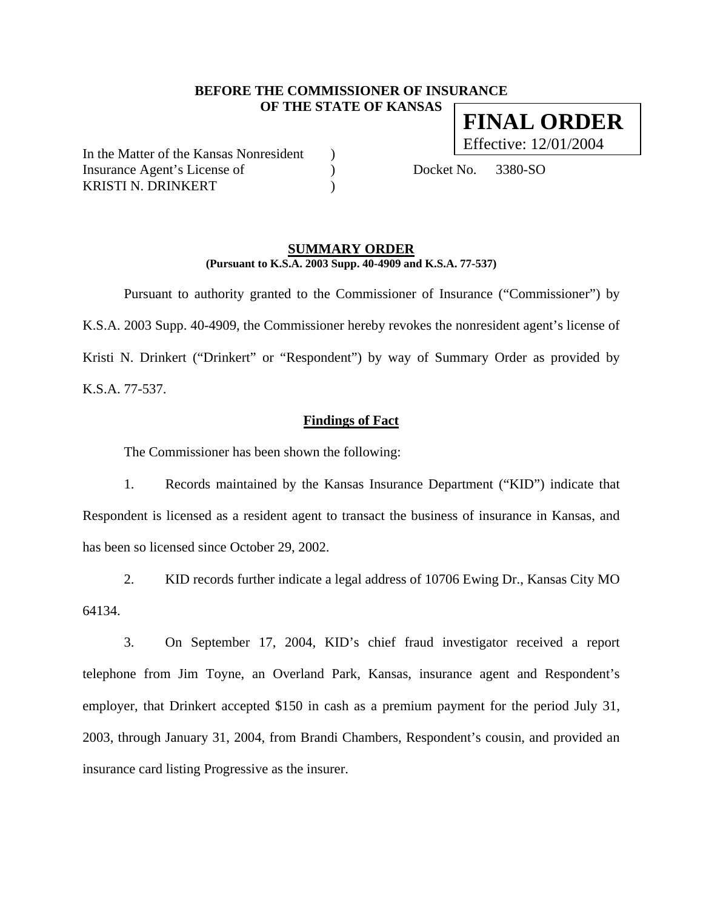**BEFORE THE COMMISSIONER OF INSURANCE**
**OF THE STATE OF KANSAS**

**FINAL ORDER**
Effective: 12/01/2004

In the Matter of the Kansas Nonresident )
Insurance Agent's License of ) Docket No. 3380-SO
KRISTI N. DRINKERT )

## SUMMARY ORDER

**(Pursuant to K.S.A. 2003 Supp. 40-4909 and K.S.A. 77-537)**

Pursuant to authority granted to the Commissioner of Insurance ("Commissioner") by K.S.A. 2003 Supp. 40-4909, the Commissioner hereby revokes the nonresident agent's license of Kristi N. Drinkert ("Drinkert" or "Respondent") by way of Summary Order as provided by K.S.A. 77-537.

## Findings of Fact

The Commissioner has been shown the following:

1. Records maintained by the Kansas Insurance Department ("KID") indicate that Respondent is licensed as a resident agent to transact the business of insurance in Kansas, and has been so licensed since October 29, 2002.

2. KID records further indicate a legal address of 10706 Ewing Dr., Kansas City MO 64134.

3. On September 17, 2004, KID's chief fraud investigator received a report telephone from Jim Toyne, an Overland Park, Kansas, insurance agent and Respondent's employer, that Drinkert accepted $150 in cash as a premium payment for the period July 31, 2003, through January 31, 2004, from Brandi Chambers, Respondent's cousin, and provided an insurance card listing Progressive as the insurer.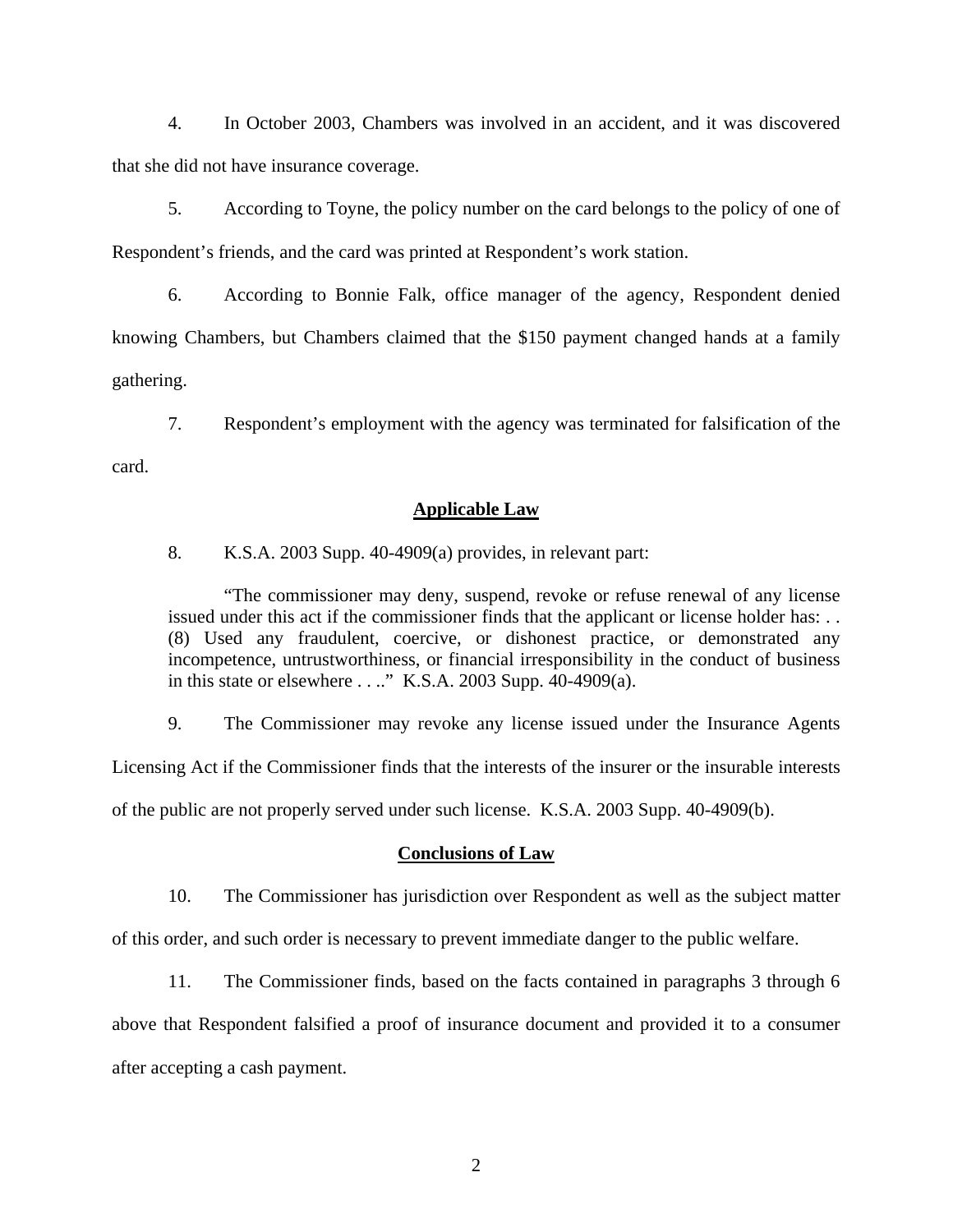4. In October 2003, Chambers was involved in an accident, and it was discovered that she did not have insurance coverage.

5. According to Toyne, the policy number on the card belongs to the policy of one of Respondent's friends, and the card was printed at Respondent's work station.

6. According to Bonnie Falk, office manager of the agency, Respondent denied knowing Chambers, but Chambers claimed that the $150 payment changed hands at a family gathering.

7. Respondent's employment with the agency was terminated for falsification of the card.

## Applicable Law

8. K.S.A. 2003 Supp. 40-4909(a) provides, in relevant part:

> "The commissioner may deny, suspend, revoke or refuse renewal of any license issued under this act if the commissioner finds that the applicant or license holder has: . . (8) Used any fraudulent, coercive, or dishonest practice, or demonstrated any incompetence, untrustworthiness, or financial irresponsibility in the conduct of business in this state or elsewhere . . .." K.S.A. 2003 Supp. 40-4909(a).

9. The Commissioner may revoke any license issued under the Insurance Agents Licensing Act if the Commissioner finds that the interests of the insurer or the insurable interests of the public are not properly served under such license. K.S.A. 2003 Supp. 40-4909(b).

## Conclusions of Law

10. The Commissioner has jurisdiction over Respondent as well as the subject matter of this order, and such order is necessary to prevent immediate danger to the public welfare.

11. The Commissioner finds, based on the facts contained in paragraphs 3 through 6 above that Respondent falsified a proof of insurance document and provided it to a consumer after accepting a cash payment.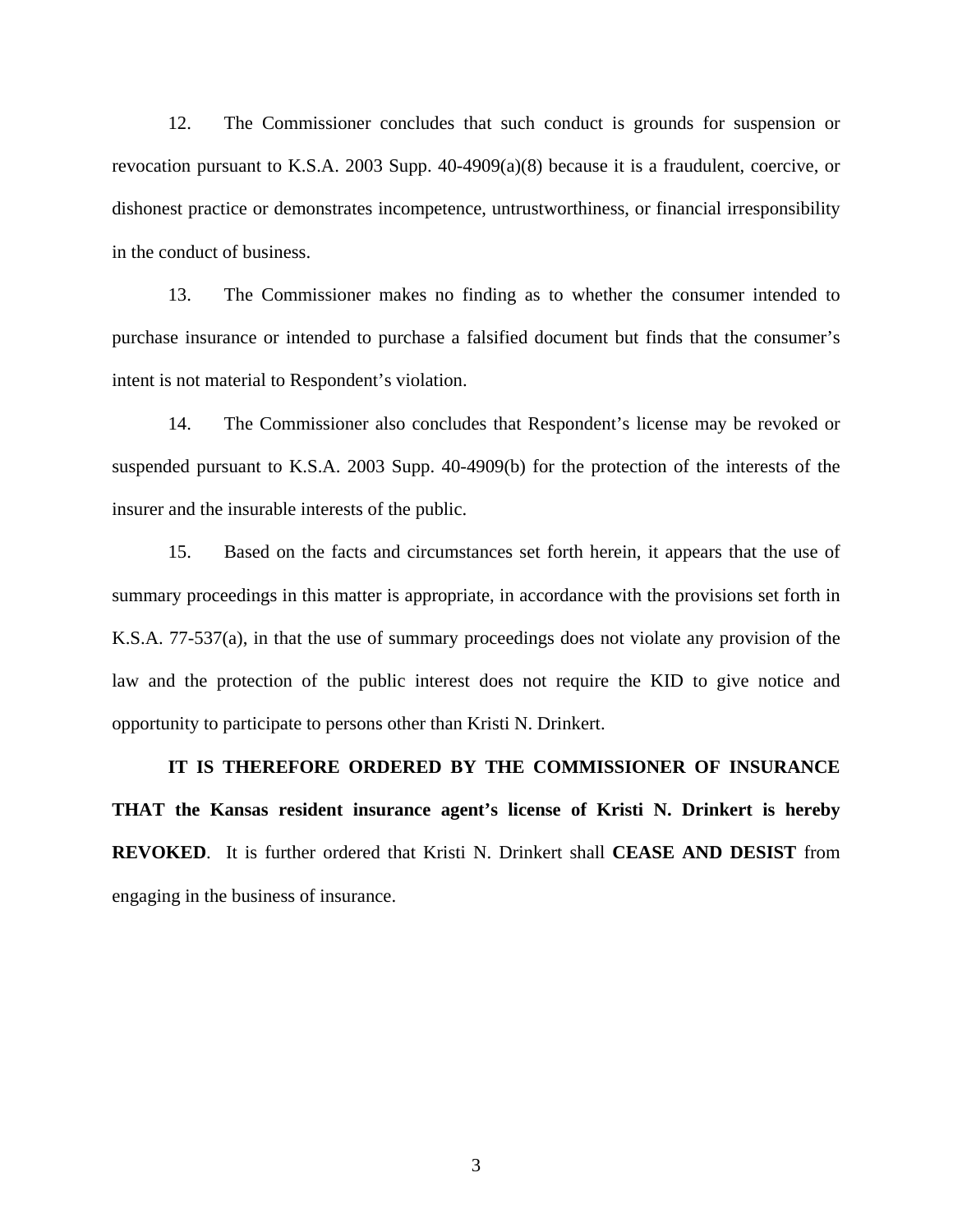12. The Commissioner concludes that such conduct is grounds for suspension or revocation pursuant to K.S.A. 2003 Supp. 40-4909(a)(8) because it is a fraudulent, coercive, or dishonest practice or demonstrates incompetence, untrustworthiness, or financial irresponsibility in the conduct of business.

13. The Commissioner makes no finding as to whether the consumer intended to purchase insurance or intended to purchase a falsified document but finds that the consumer's intent is not material to Respondent's violation.

14. The Commissioner also concludes that Respondent's license may be revoked or suspended pursuant to K.S.A. 2003 Supp. 40-4909(b) for the protection of the interests of the insurer and the insurable interests of the public.

15. Based on the facts and circumstances set forth herein, it appears that the use of summary proceedings in this matter is appropriate, in accordance with the provisions set forth in K.S.A. 77-537(a), in that the use of summary proceedings does not violate any provision of the law and the protection of the public interest does not require the KID to give notice and opportunity to participate to persons other than Kristi N. Drinkert.

**IT IS THEREFORE ORDERED BY THE COMMISSIONER OF INSURANCE THAT the Kansas resident insurance agent's license of Kristi N. Drinkert is hereby REVOKED**. It is further ordered that Kristi N. Drinkert shall **CEASE AND DESIST** from engaging in the business of insurance.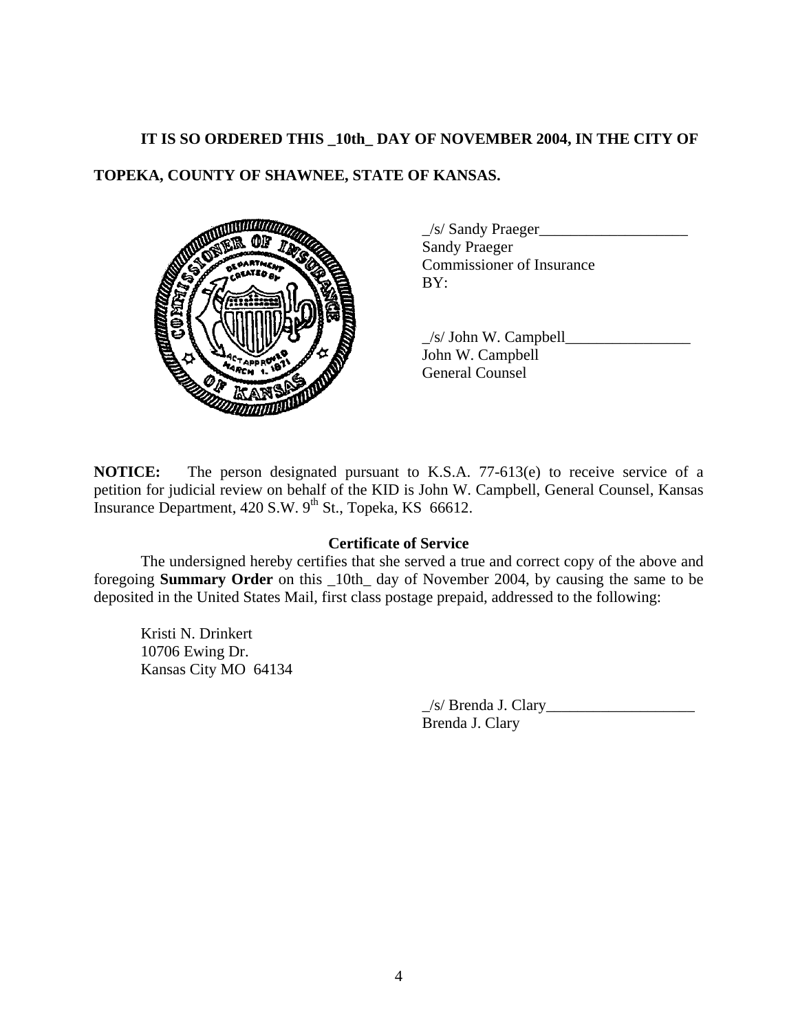**IT IS SO ORDERED THIS _10th_ DAY OF NOVEMBER 2004, IN THE CITY OF TOPEKA, COUNTY OF SHAWNEE, STATE OF KANSAS.**

_/s/ Sandy Praeger___________________
Sandy Praeger
Commissioner of Insurance
BY:

_/s/ John W. Campbell________________
John W. Campbell
General Counsel

**NOTICE:** The person designated pursuant to K.S.A. 77-613(e) to receive service of a petition for judicial review on behalf of the KID is John W. Campbell, General Counsel, Kansas Insurance Department, 420 S.W. 9th St., Topeka, KS 66612.

**Certificate of Service**

The undersigned hereby certifies that she served a true and correct copy of the above and foregoing **Summary Order** on this _10th_ day of November 2004, by causing the same to be deposited in the United States Mail, first class postage prepaid, addressed to the following:

Kristi N. Drinkert
10706 Ewing Dr.
Kansas City MO 64134

_/s/ Brenda J. Clary___________________
Brenda J. Clary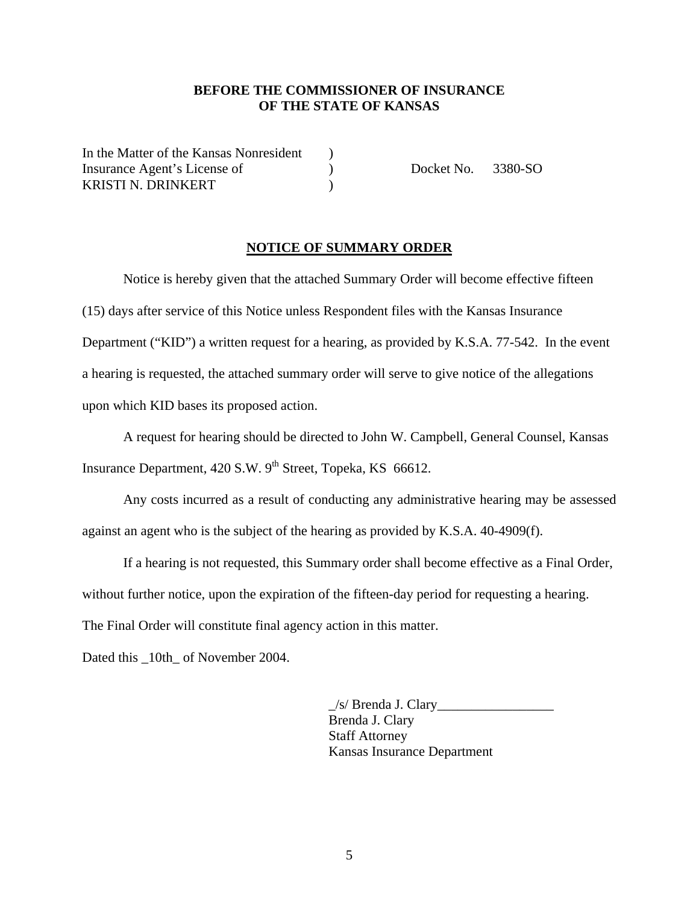**BEFORE THE COMMISSIONER OF INSURANCE**
**OF THE STATE OF KANSAS**

In the Matter of the Kansas Nonresident )
Insurance Agent's License of ) Docket No. 3380-SO
KRISTI N. DRINKERT )

**NOTICE OF SUMMARY ORDER**

Notice is hereby given that the attached Summary Order will become effective fifteen (15) days after service of this Notice unless Respondent files with the Kansas Insurance Department ("KID") a written request for a hearing, as provided by K.S.A. 77-542. In the event a hearing is requested, the attached summary order will serve to give notice of the allegations upon which KID bases its proposed action.

A request for hearing should be directed to John W. Campbell, General Counsel, Kansas Insurance Department, 420 S.W. 9th Street, Topeka, KS 66612.

Any costs incurred as a result of conducting any administrative hearing may be assessed against an agent who is the subject of the hearing as provided by K.S.A. 40-4909(f).

If a hearing is not requested, this Summary order shall become effective as a Final Order, without further notice, upon the expiration of the fifteen-day period for requesting a hearing. The Final Order will constitute final agency action in this matter.

Dated this _10th_ of November 2004.

_/s/ Brenda J. Clary_________________
Brenda J. Clary
Staff Attorney
Kansas Insurance Department